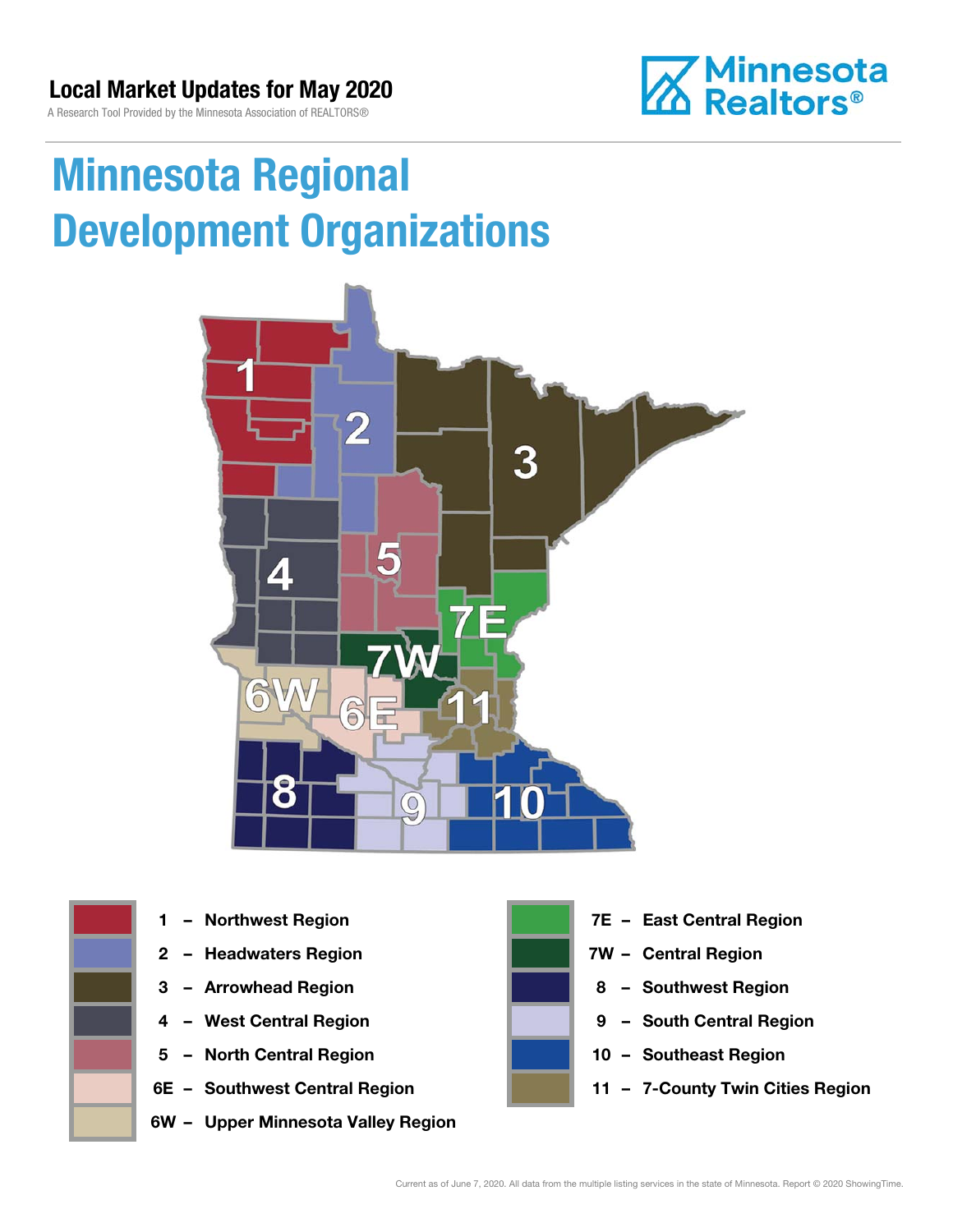**Local Market Updates for May 2020**

A Research Tool Provided by the Minnesota Association of REALTORS®

Minnesota Realtors®

# Minnesota Regional Development Organizations

- 1 – Northwest Region
- 2 – Headwaters Region
- 3 – Arrowhead Region
- 4 – West Central Region
- 5 – North Central Region
- 6E – Southwest Central Region
- 6W – Upper Minnesota Valley Region
- 7E – East Central Region
- 7W – Central Region
- 8 – Southwest Region
- 9 – South Central Region
- 10 – Southeast Region
- 11 – 7-County Twin Cities Region

Current as of June 7, 2020. All data from the multiple listing services in the state of Minnesota. Report © 2020 ShowingTime.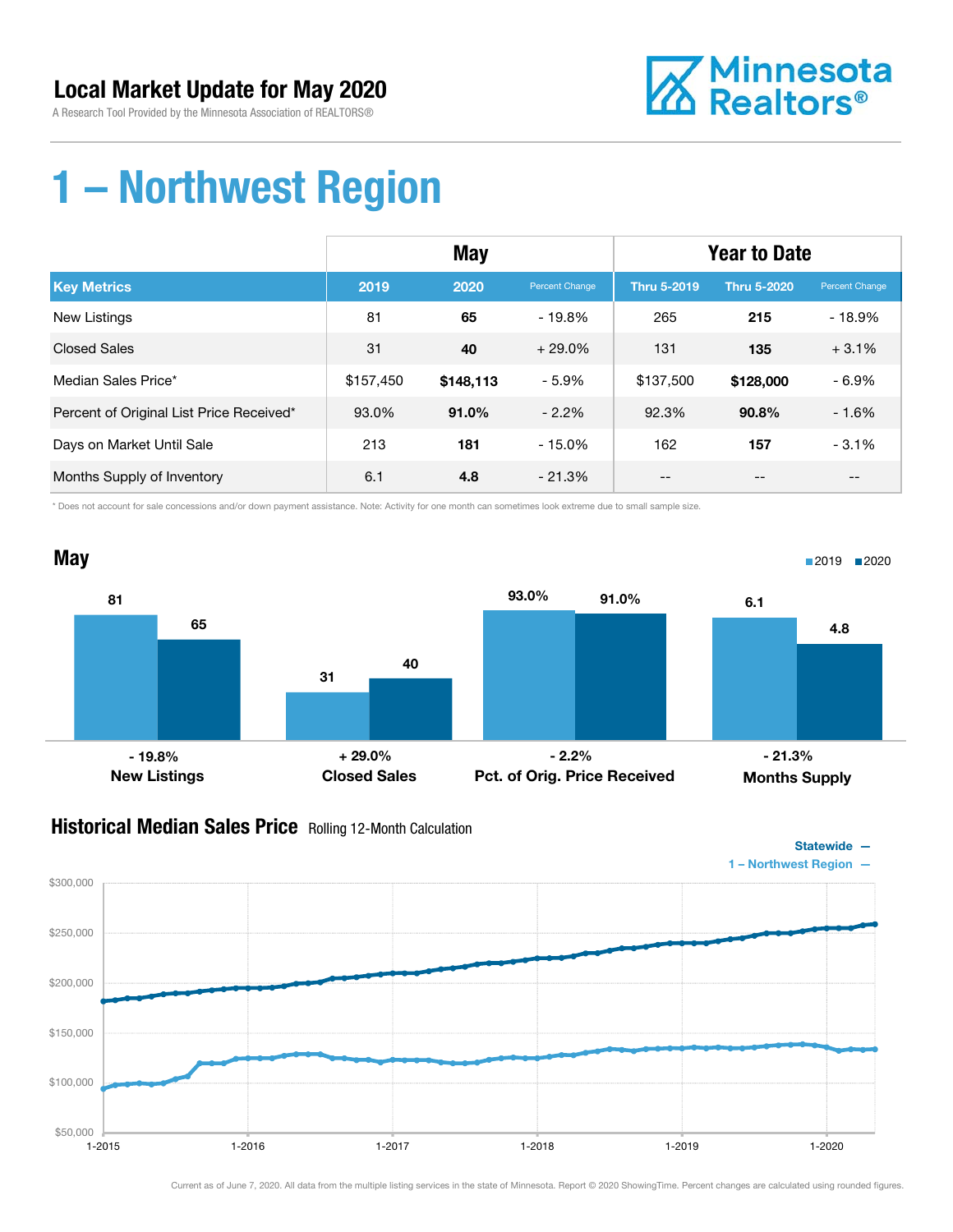# Local Market Update for May 2020

A Research Tool Provided by the Minnesota Association of REALTORS®

Minnesota Realtors®

# 1 – Northwest Region

| | May | | | Year to Date | | |
|---|---|---|---|---|---|---|
| **Key Metrics** | **2019** | **2020** | Percent Change | **Thru 5-2019** | **Thru 5-2020** | Percent Change |
| New Listings | 81 | **65** | - 19.8% | 265 | **215** | - 18.9% |
| Closed Sales | 31 | **40** | + 29.0% | 131 | **135** | + 3.1% |
| Median Sales Price* | $157,450 | **$148,113** | - 5.9% | $137,500 | **$128,000** | - 6.9% |
| Percent of Original List Price Received* | 93.0% | **91.0%** | - 2.2% | 92.3% | **90.8%** | - 1.6% |
| Days on Market Until Sale | 213 | **181** | - 15.0% | 162 | **157** | - 3.1% |
| Months Supply of Inventory | 6.1 | **4.8** | - 21.3% | -- | -- | -- |

\* Does not account for sale concessions and/or down payment assistance. Note: Activity for one month can sometimes look extreme due to small sample size.

## May

| | 2019 | 2020 | Change |
|---|---|---|---|
| New Listings | 81 | 65 | - 19.8% |
| Closed Sales | 31 | 40 | + 29.0% |
| Pct. of Orig. Price Received | 93.0% | 91.0% | - 2.2% |
| Months Supply | 6.1 | 4.8 | - 21.3% |

## Historical Median Sales Price Rolling 12-Month Calculation

Statewide —
1 – Northwest Region —

Current as of June 7, 2020. All data from the multiple listing services in the state of Minnesota. Report © 2020 ShowingTime. Percent changes are calculated using rounded figures.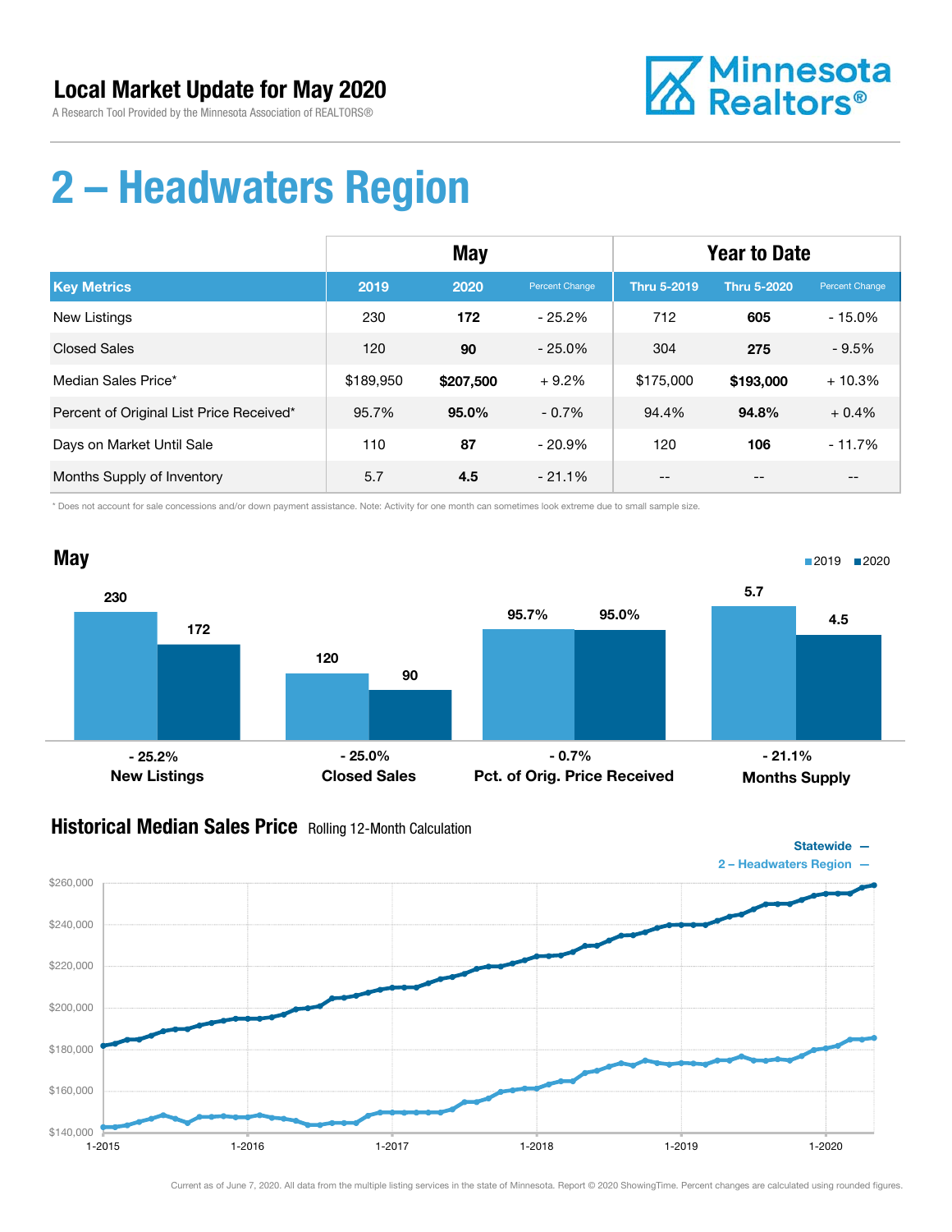# Local Market Update for May 2020

A Research Tool Provided by the Minnesota Association of REALTORS®

Minnesota Realtors®

# 2 – Headwaters Region

| | May | | | Year to Date | | |
|---|---|---|---|---|---|---|
| **Key Metrics** | **2019** | **2020** | Percent Change | **Thru 5-2019** | **Thru 5-2020** | Percent Change |
| New Listings | 230 | **172** | - 25.2% | 712 | **605** | - 15.0% |
| Closed Sales | 120 | **90** | - 25.0% | 304 | **275** | - 9.5% |
| Median Sales Price* | $189,950 | **$207,500** | + 9.2% | $175,000 | **$193,000** | + 10.3% |
| Percent of Original List Price Received* | 95.7% | **95.0%** | - 0.7% | 94.4% | **94.8%** | + 0.4% |
| Days on Market Until Sale | 110 | **87** | - 20.9% | 120 | **106** | - 11.7% |
| Months Supply of Inventory | 5.7 | **4.5** | - 21.1% | -- | -- | -- |

\* Does not account for sale concessions and/or down payment assistance. Note: Activity for one month can sometimes look extreme due to small sample size.

## May

| | 2019 | 2020 | Change |
|---|---|---|---|
| New Listings | 230 | 172 | - 25.2% |
| Closed Sales | 120 | 90 | - 25.0% |
| Pct. of Orig. Price Received | 95.7% | 95.0% | - 0.7% |
| Months Supply | 5.7 | 4.5 | - 21.1% |

## Historical Median Sales Price Rolling 12-Month Calculation

Statewide —
2 – Headwaters Region —

Current as of June 7, 2020. All data from the multiple listing services in the state of Minnesota. Report © 2020 ShowingTime. Percent changes are calculated using rounded figures.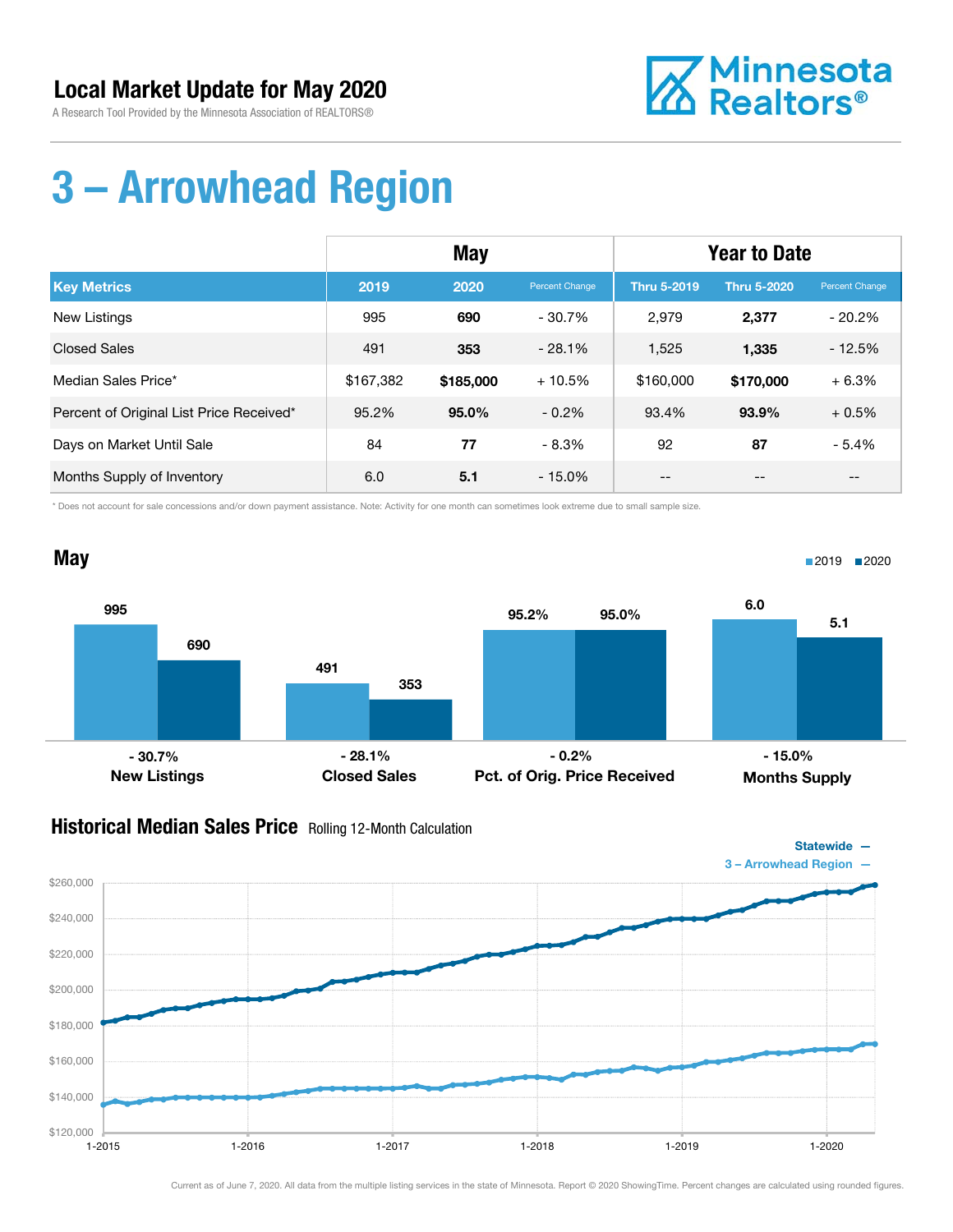# Local Market Update for May 2020

A Research Tool Provided by the Minnesota Association of REALTORS®

Minnesota Realtors®

# 3 – Arrowhead Region

| | May | | | Year to Date | | |
|---|---|---|---|---|---|---|
| **Key Metrics** | **2019** | **2020** | Percent Change | **Thru 5-2019** | **Thru 5-2020** | Percent Change |
| New Listings | 995 | **690** | - 30.7% | 2,979 | **2,377** | - 20.2% |
| Closed Sales | 491 | **353** | - 28.1% | 1,525 | **1,335** | - 12.5% |
| Median Sales Price* | $167,382 | **$185,000** | + 10.5% | $160,000 | **$170,000** | + 6.3% |
| Percent of Original List Price Received* | 95.2% | **95.0%** | - 0.2% | 93.4% | **93.9%** | + 0.5% |
| Days on Market Until Sale | 84 | **77** | - 8.3% | 92 | **87** | - 5.4% |
| Months Supply of Inventory | 6.0 | **5.1** | - 15.0% | -- | -- | -- |

* Does not account for sale concessions and/or down payment assistance. Note: Activity for one month can sometimes look extreme due to small sample size.

## May

| | 2019 | 2020 | Change |
|---|---|---|---|
| New Listings | 995 | 690 | - 30.7% |
| Closed Sales | 491 | 353 | - 28.1% |
| Pct. of Orig. Price Received | 95.2% | 95.0% | - 0.2% |
| Months Supply | 6.0 | 5.1 | - 15.0% |

## Historical Median Sales Price Rolling 12-Month Calculation

Statewide —
3 – Arrowhead Region —

Current as of June 7, 2020. All data from the multiple listing services in the state of Minnesota. Report © 2020 ShowingTime. Percent changes are calculated using rounded figures.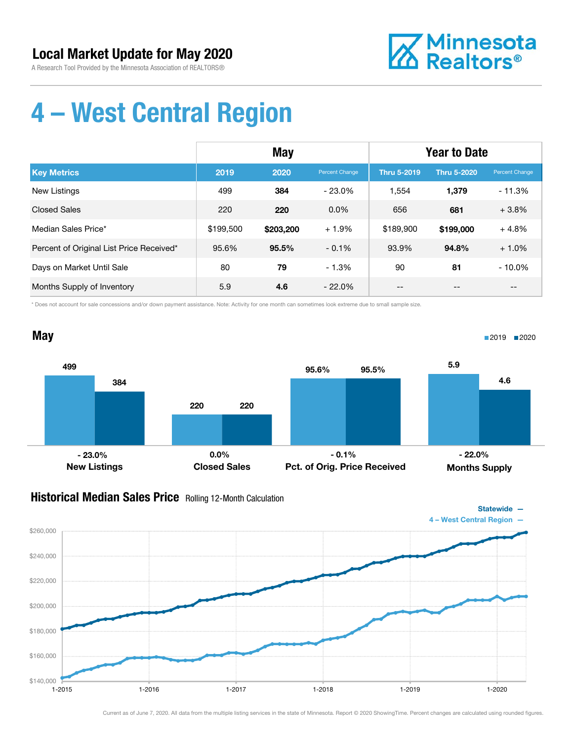# Local Market Update for May 2020

A Research Tool Provided by the Minnesota Association of REALTORS®

Minnesota Realtors®

# 4 – West Central Region

| Key Metrics | May | | | Year to Date | | |
|---|---|---|---|---|---|---|
| | 2019 | 2020 | Percent Change | Thru 5-2019 | Thru 5-2020 | Percent Change |
| New Listings | 499 | **384** | - 23.0% | 1,554 | **1,379** | - 11.3% |
| Closed Sales | 220 | **220** | 0.0% | 656 | **681** | + 3.8% |
| Median Sales Price* | $199,500 | **$203,200** | + 1.9% | $189,900 | **$199,000** | + 4.8% |
| Percent of Original List Price Received* | 95.6% | **95.5%** | - 0.1% | 93.9% | **94.8%** | + 1.0% |
| Days on Market Until Sale | 80 | **79** | - 1.3% | 90 | **81** | - 10.0% |
| Months Supply of Inventory | 5.9 | **4.6** | - 22.0% | -- | -- | -- |

\* Does not account for sale concessions and/or down payment assistance. Note: Activity for one month can sometimes look extreme due to small sample size.

## May

| | 2019 | 2020 | Change |
|---|---|---|---|
| New Listings | 499 | 384 | - 23.0% |
| Closed Sales | 220 | 220 | 0.0% |
| Pct. of Orig. Price Received | 95.6% | 95.5% | - 0.1% |
| Months Supply | 5.9 | 4.6 | - 22.0% |

## Historical Median Sales Price Rolling 12-Month Calculation

Statewide — 4 – West Central Region —

Current as of June 7, 2020. All data from the multiple listing services in the state of Minnesota. Report © 2020 ShowingTime. Percent changes are calculated using rounded figures.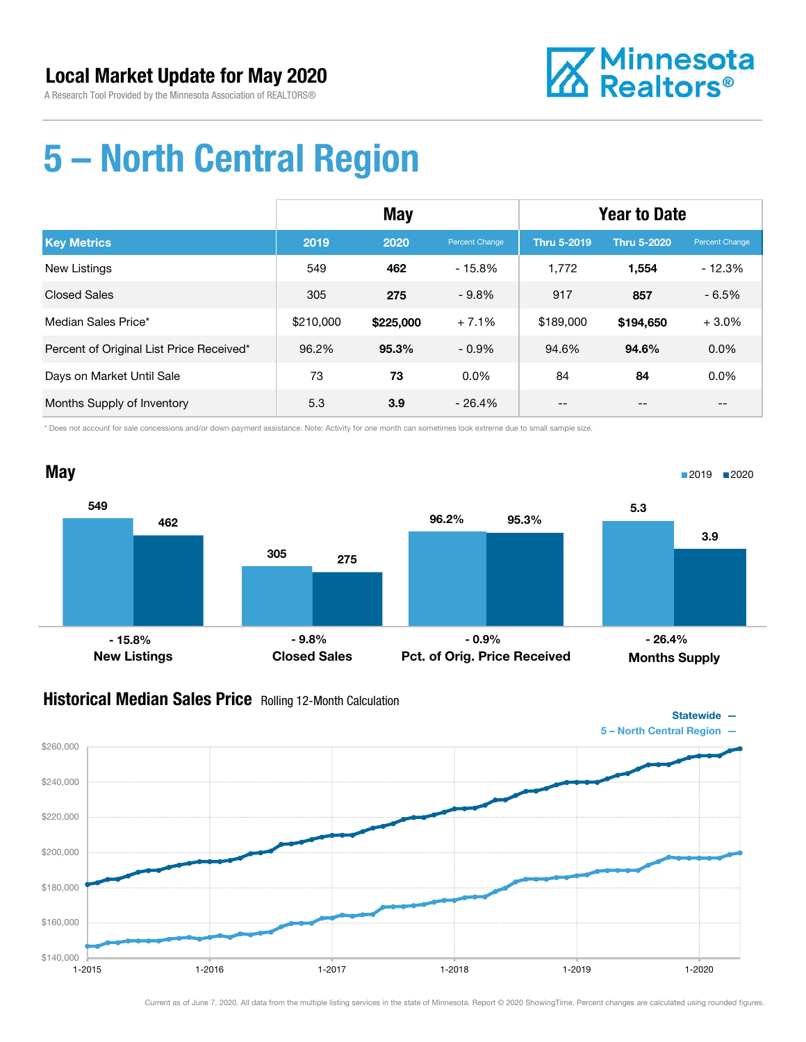# Local Market Update for May 2020

A Research Tool Provided by the Minnesota Association of REALTORS®

Minnesota Realtors®

# 5 – North Central Region

| | May | | | Year to Date | | |
|---|---|---|---|---|---|---|
| **Key Metrics** | **2019** | **2020** | Percent Change | **Thru 5-2019** | **Thru 5-2020** | Percent Change |
| New Listings | 549 | **462** | - 15.8% | 1,772 | **1,554** | - 12.3% |
| Closed Sales | 305 | **275** | - 9.8% | 917 | **857** | - 6.5% |
| Median Sales Price* | $210,000 | **$225,000** | + 7.1% | $189,000 | **$194,650** | + 3.0% |
| Percent of Original List Price Received* | 96.2% | **95.3%** | - 0.9% | 94.6% | **94.6%** | 0.0% |
| Days on Market Until Sale | 73 | **73** | 0.0% | 84 | **84** | 0.0% |
| Months Supply of Inventory | 5.3 | **3.9** | - 26.4% | -- | -- | -- |

\* Does not account for sale concessions and/or down payment assistance. Note: Activity for one month can sometimes look extreme due to small sample size.

## May

2019 ■ 2020 ■

| | 2019 | 2020 | Change |
|---|---|---|---|
| New Listings | 549 | 462 | - 15.8% |
| Closed Sales | 305 | 275 | - 9.8% |
| Pct. of Orig. Price Received | 96.2% | 95.3% | - 0.9% |
| Months Supply | 5.3 | 3.9 | - 26.4% |

## Historical Median Sales Price Rolling 12-Month Calculation

Statewide —
5 – North Central Region —

$260,000 / $240,000 / $220,000 / $200,000 / $180,000 / $160,000 / $140,000

1-2015 · 1-2016 · 1-2017 · 1-2018 · 1-2019 · 1-2020

Current as of June 7, 2020. All data from the multiple listing services in the state of Minnesota. Report © 2020 ShowingTime. Percent changes are calculated using rounded figures.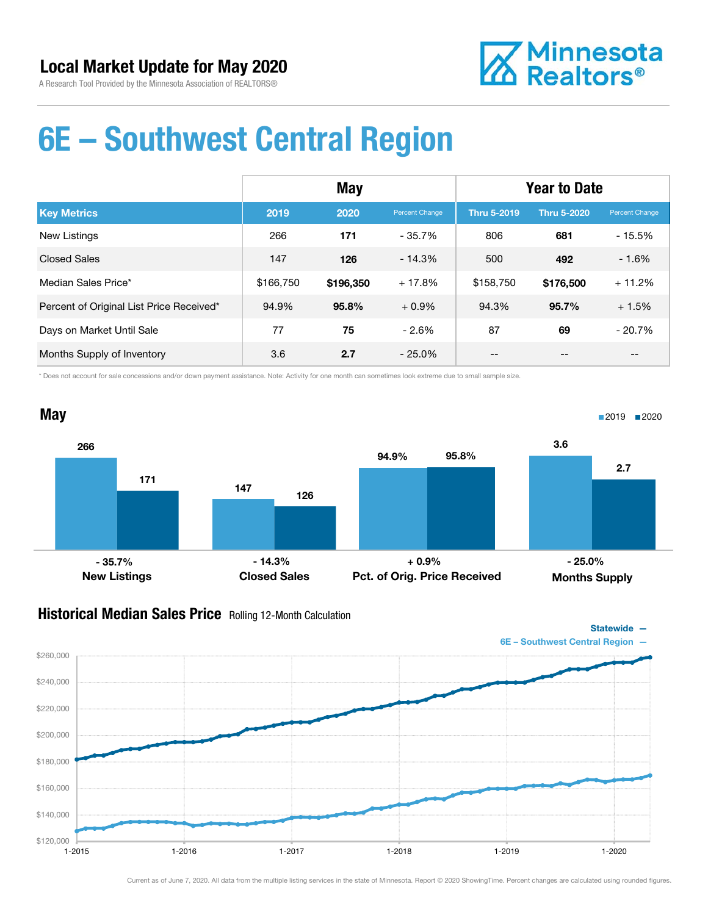# Local Market Update for May 2020

A Research Tool Provided by the Minnesota Association of REALTORS®

# 6E – Southwest Central Region

| | May | | | Year to Date | | |
|---|---|---|---|---|---|---|
| **Key Metrics** | **2019** | **2020** | **Percent Change** | **Thru 5-2019** | **Thru 5-2020** | **Percent Change** |
| New Listings | 266 | **171** | - 35.7% | 806 | **681** | - 15.5% |
| Closed Sales | 147 | **126** | - 14.3% | 500 | **492** | - 1.6% |
| Median Sales Price* | $166,750 | **$196,350** | + 17.8% | $158,750 | **$176,500** | + 11.2% |
| Percent of Original List Price Received* | 94.9% | **95.8%** | + 0.9% | 94.3% | **95.7%** | + 1.5% |
| Days on Market Until Sale | 77 | **75** | - 2.6% | 87 | **69** | - 20.7% |
| Months Supply of Inventory | 3.6 | **2.7** | - 25.0% | -- | -- | -- |

\* Does not account for sale concessions and/or down payment assistance. Note: Activity for one month can sometimes look extreme due to small sample size.

## May

2019 ■ 2020 ■

| | 2019 | 2020 | Change |
|---|---|---|---|
| New Listings | 266 | 171 | - 35.7% |
| Closed Sales | 147 | 126 | - 14.3% |
| Pct. of Orig. Price Received | 94.9% | 95.8% | + 0.9% |
| Months Supply | 3.6 | 2.7 | - 25.0% |

## Historical Median Sales Price Rolling 12-Month Calculation

Statewide —
6E – Southwest Central Region —

$260,000 $240,000 $220,000 $200,000 $180,000 $160,000 $140,000 $120,000

1-2015 1-2016 1-2017 1-2018 1-2019 1-2020

Current as of June 7, 2020. All data from the multiple listing services in the state of Minnesota. Report © 2020 ShowingTime. Percent changes are calculated using rounded figures.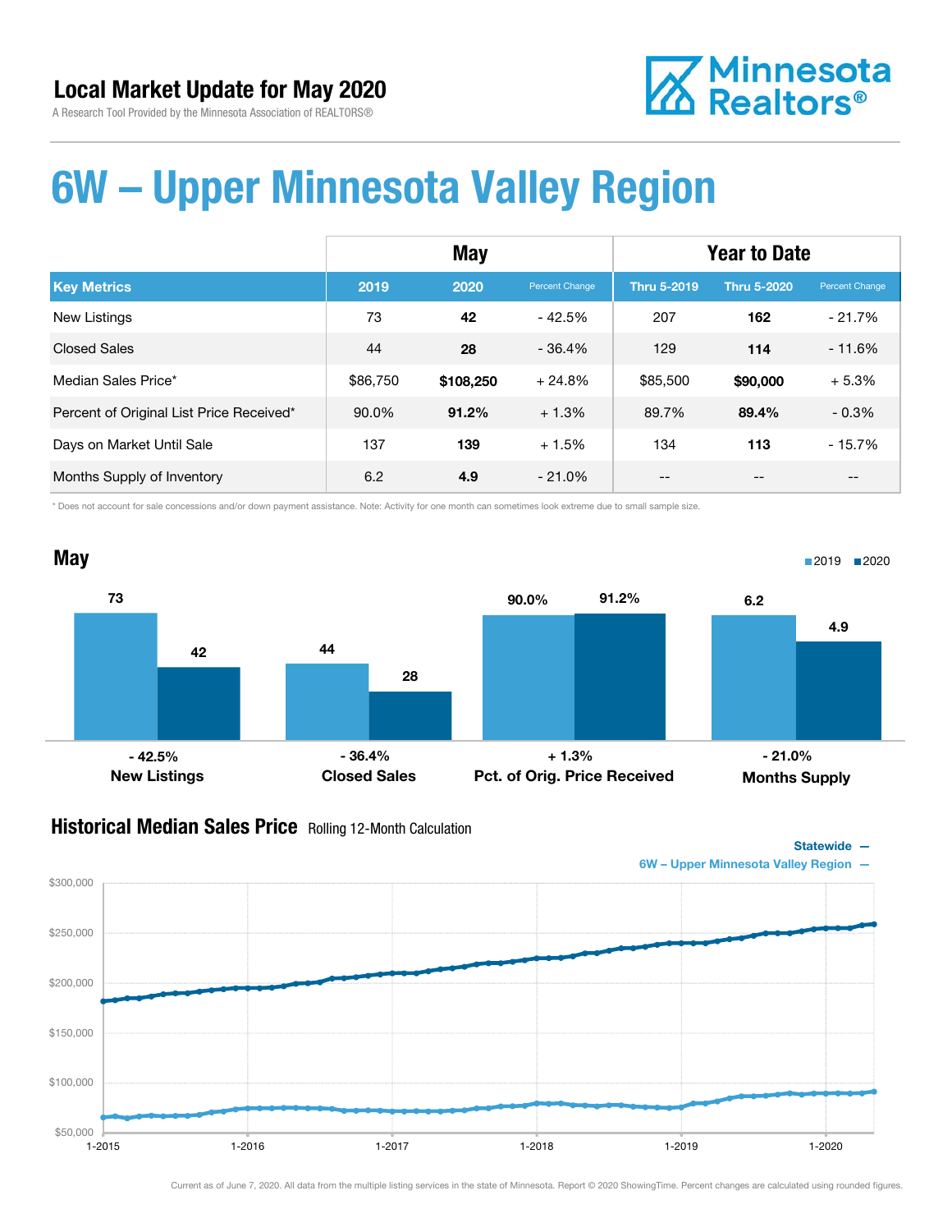# Local Market Update for May 2020

A Research Tool Provided by the Minnesota Association of REALTORS®

Minnesota Realtors®

# 6W – Upper Minnesota Valley Region

| | May | | | Year to Date | | |
|---|---|---|---|---|---|---|
| **Key Metrics** | **2019** | **2020** | **Percent Change** | **Thru 5-2019** | **Thru 5-2020** | **Percent Change** |
| New Listings | 73 | **42** | - 42.5% | 207 | **162** | - 21.7% |
| Closed Sales | 44 | **28** | - 36.4% | 129 | **114** | - 11.6% |
| Median Sales Price* | $86,750 | **$108,250** | + 24.8% | $85,500 | **$90,000** | + 5.3% |
| Percent of Original List Price Received* | 90.0% | **91.2%** | + 1.3% | 89.7% | **89.4%** | - 0.3% |
| Days on Market Until Sale | 137 | **139** | + 1.5% | 134 | **113** | - 15.7% |
| Months Supply of Inventory | 6.2 | **4.9** | - 21.0% | -- | -- | -- |

\* Does not account for sale concessions and/or down payment assistance. Note: Activity for one month can sometimes look extreme due to small sample size.

## May

2019 | 2020

| | 2019 | 2020 | Change |
|---|---|---|---|
| **New Listings** | 73 | 42 | - 42.5% |
| **Closed Sales** | 44 | 28 | - 36.4% |
| **Pct. of Orig. Price Received** | 90.0% | 91.2% | + 1.3% |
| **Months Supply** | 6.2 | 4.9 | - 21.0% |

## Historical Median Sales Price Rolling 12-Month Calculation

Statewide —
6W – Upper Minnesota Valley Region —

Current as of June 7, 2020. All data from the multiple listing services in the state of Minnesota. Report © 2020 ShowingTime. Percent changes are calculated using rounded figures.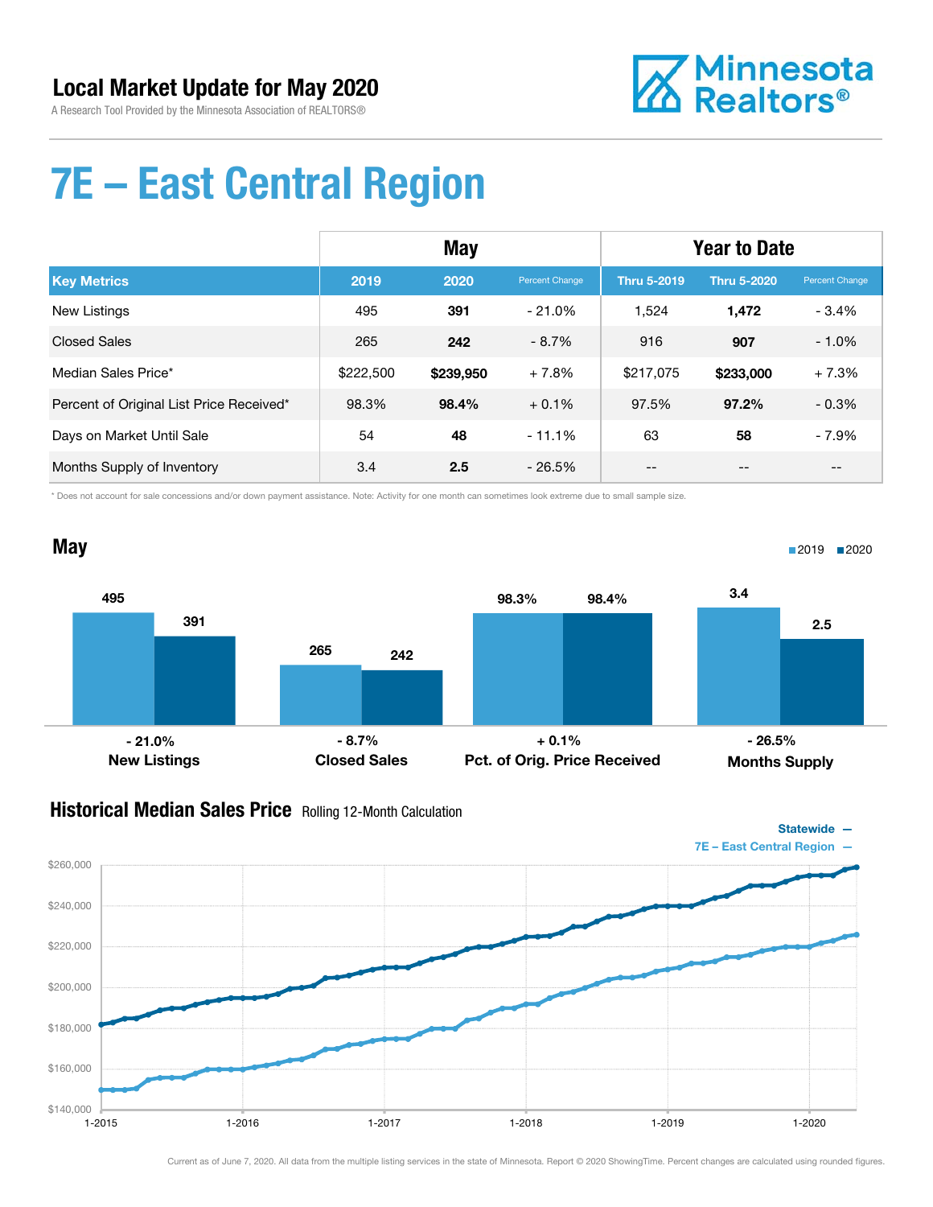# Local Market Update for May 2020

A Research Tool Provided by the Minnesota Association of REALTORS®

Minnesota Realtors®

# 7E – East Central Region

| | May | | | Year to Date | | |
|---|---|---|---|---|---|---|
| **Key Metrics** | **2019** | **2020** | Percent Change | **Thru 5-2019** | **Thru 5-2020** | Percent Change |
| New Listings | 495 | **391** | - 21.0% | 1,524 | **1,472** | - 3.4% |
| Closed Sales | 265 | **242** | - 8.7% | 916 | **907** | - 1.0% |
| Median Sales Price* | $222,500 | **$239,950** | + 7.8% | $217,075 | **$233,000** | + 7.3% |
| Percent of Original List Price Received* | 98.3% | **98.4%** | + 0.1% | 97.5% | **97.2%** | - 0.3% |
| Days on Market Until Sale | 54 | **48** | - 11.1% | 63 | **58** | - 7.9% |
| Months Supply of Inventory | 3.4 | **2.5** | - 26.5% | -- | -- | -- |

* Does not account for sale concessions and/or down payment assistance. Note: Activity for one month can sometimes look extreme due to small sample size.

## May

| | 2019 | 2020 | Change |
|---|---|---|---|
| New Listings | 495 | 391 | - 21.0% |
| Closed Sales | 265 | 242 | - 8.7% |
| Pct. of Orig. Price Received | 98.3% | 98.4% | + 0.1% |
| Months Supply | 3.4 | 2.5 | - 26.5% |

## Historical Median Sales Price Rolling 12-Month Calculation

Statewide —
7E – East Central Region —

Current as of June 7, 2020. All data from the multiple listing services in the state of Minnesota. Report © 2020 ShowingTime. Percent changes are calculated using rounded figures.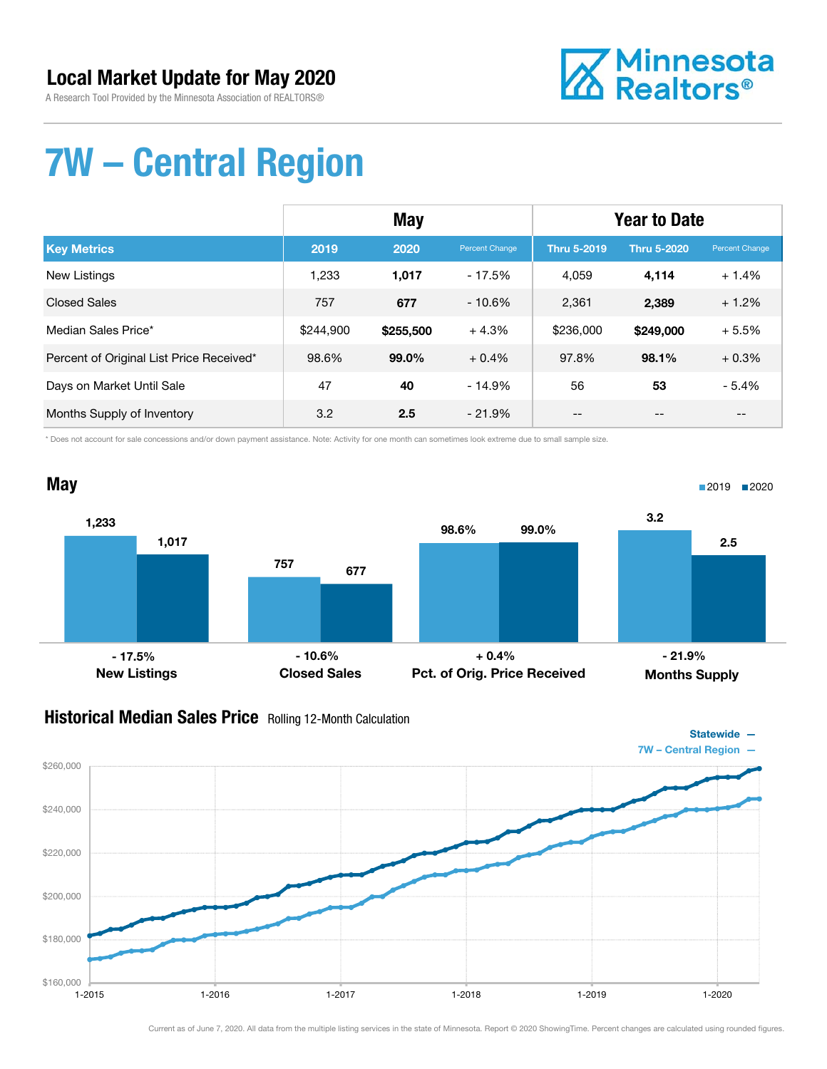# Local Market Update for May 2020

A Research Tool Provided by the Minnesota Association of REALTORS®

Minnesota Realtors®

# 7W – Central Region

| | May | | | Year to Date | | |
|---|---|---|---|---|---|---|
| **Key Metrics** | **2019** | **2020** | **Percent Change** | **Thru 5-2019** | **Thru 5-2020** | **Percent Change** |
| New Listings | 1,233 | **1,017** | - 17.5% | 4,059 | **4,114** | + 1.4% |
| Closed Sales | 757 | **677** | - 10.6% | 2,361 | **2,389** | + 1.2% |
| Median Sales Price* | $244,900 | **$255,500** | + 4.3% | $236,000 | **$249,000** | + 5.5% |
| Percent of Original List Price Received* | 98.6% | **99.0%** | + 0.4% | 97.8% | **98.1%** | + 0.3% |
| Days on Market Until Sale | 47 | **40** | - 14.9% | 56 | **53** | - 5.4% |
| Months Supply of Inventory | 3.2 | **2.5** | - 21.9% | -- | -- | -- |

\* Does not account for sale concessions and/or down payment assistance. Note: Activity for one month can sometimes look extreme due to small sample size.

## May

■2019 ■2020

| | 2019 | 2020 | Change |
|---|---|---|---|
| New Listings | 1,233 | 1,017 | - 17.5% |
| Closed Sales | 757 | 677 | - 10.6% |
| Pct. of Orig. Price Received | 98.6% | 99.0% | + 0.4% |
| Months Supply | 3.2 | 2.5 | - 21.9% |

## Historical Median Sales Price Rolling 12-Month Calculation

Statewide —
7W – Central Region —

Current as of June 7, 2020. All data from the multiple listing services in the state of Minnesota. Report © 2020 ShowingTime. Percent changes are calculated using rounded figures.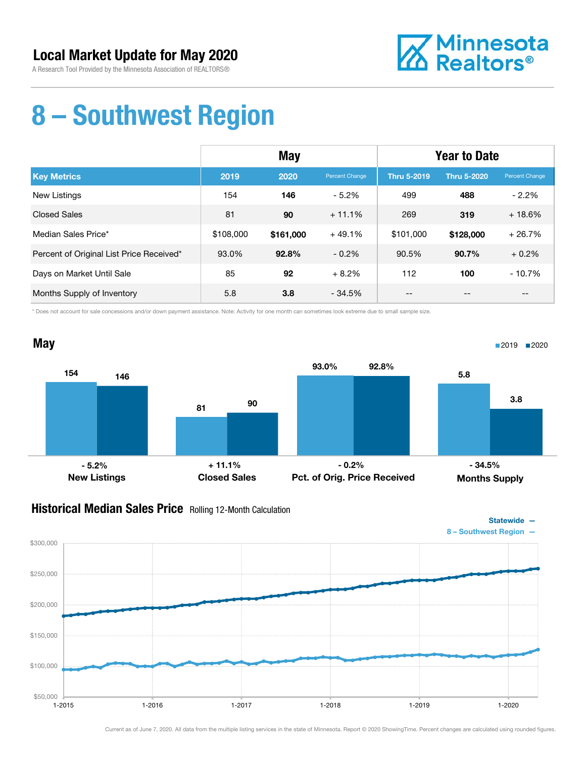# Local Market Update for May 2020

A Research Tool Provided by the Minnesota Association of REALTORS®

Minnesota Realtors®

# 8 – Southwest Region

| | May | | | Year to Date | | |
|---|---|---|---|---|---|---|
| **Key Metrics** | **2019** | **2020** | Percent Change | **Thru 5-2019** | **Thru 5-2020** | Percent Change |
| New Listings | 154 | **146** | - 5.2% | 499 | **488** | - 2.2% |
| Closed Sales | 81 | **90** | + 11.1% | 269 | **319** | + 18.6% |
| Median Sales Price* | $108,000 | **$161,000** | + 49.1% | $101,000 | **$128,000** | + 26.7% |
| Percent of Original List Price Received* | 93.0% | **92.8%** | - 0.2% | 90.5% | **90.7%** | + 0.2% |
| Days on Market Until Sale | 85 | **92** | + 8.2% | 112 | **100** | - 10.7% |
| Months Supply of Inventory | 5.8 | **3.8** | - 34.5% | -- | -- | -- |

\* Does not account for sale concessions and/or down payment assistance. Note: Activity for one month can sometimes look extreme due to small sample size.

## May

2019 ■ 2020 ■

| | 2019 | 2020 | Change |
|---|---|---|---|
| New Listings | 154 | 146 | - 5.2% |
| Closed Sales | 81 | 90 | + 11.1% |
| Pct. of Orig. Price Received | 93.0% | 92.8% | - 0.2% |
| Months Supply | 5.8 | 3.8 | - 34.5% |

## Historical Median Sales Price Rolling 12-Month Calculation

Statewide —
8 – Southwest Region —

$300,000 · $250,000 · $200,000 · $150,000 · $100,000 · $50,000

1-2015 · 1-2016 · 1-2017 · 1-2018 · 1-2019 · 1-2020

Current as of June 7, 2020. All data from the multiple listing services in the state of Minnesota. Report © 2020 ShowingTime. Percent changes are calculated using rounded figures.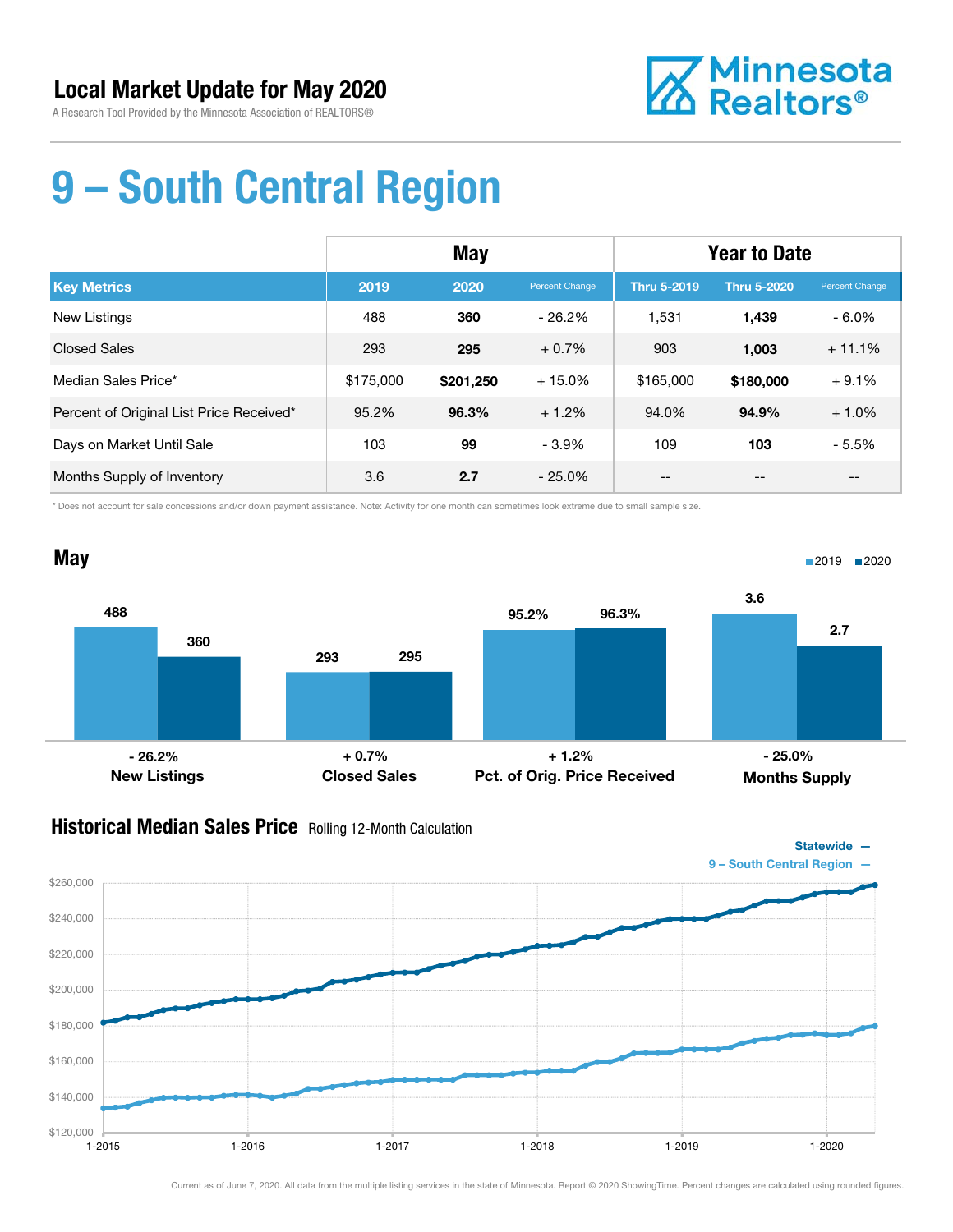# Local Market Update for May 2020

A Research Tool Provided by the Minnesota Association of REALTORS®

Minnesota Realtors®

# 9 – South Central Region

| | May | | | Year to Date | | |
|---|---|---|---|---|---|---|
| **Key Metrics** | **2019** | **2020** | **Percent Change** | **Thru 5-2019** | **Thru 5-2020** | **Percent Change** |
| New Listings | 488 | **360** | - 26.2% | 1,531 | **1,439** | - 6.0% |
| Closed Sales | 293 | **295** | + 0.7% | 903 | **1,003** | + 11.1% |
| Median Sales Price* | $175,000 | **$201,250** | + 15.0% | $165,000 | **$180,000** | + 9.1% |
| Percent of Original List Price Received* | 95.2% | **96.3%** | + 1.2% | 94.0% | **94.9%** | + 1.0% |
| Days on Market Until Sale | 103 | **99** | - 3.9% | 109 | **103** | - 5.5% |
| Months Supply of Inventory | 3.6 | **2.7** | - 25.0% | -- | -- | -- |

\* Does not account for sale concessions and/or down payment assistance. Note: Activity for one month can sometimes look extreme due to small sample size.

## May

| | 2019 | 2020 | Change |
|---|---|---|---|
| New Listings | 488 | 360 | - 26.2% |
| Closed Sales | 293 | 295 | + 0.7% |
| Pct. of Orig. Price Received | 95.2% | 96.3% | + 1.2% |
| Months Supply | 3.6 | 2.7 | - 25.0% |

## Historical Median Sales Price Rolling 12-Month Calculation

Statewide —
9 – South Central Region —

Current as of June 7, 2020. All data from the multiple listing services in the state of Minnesota. Report © 2020 ShowingTime. Percent changes are calculated using rounded figures.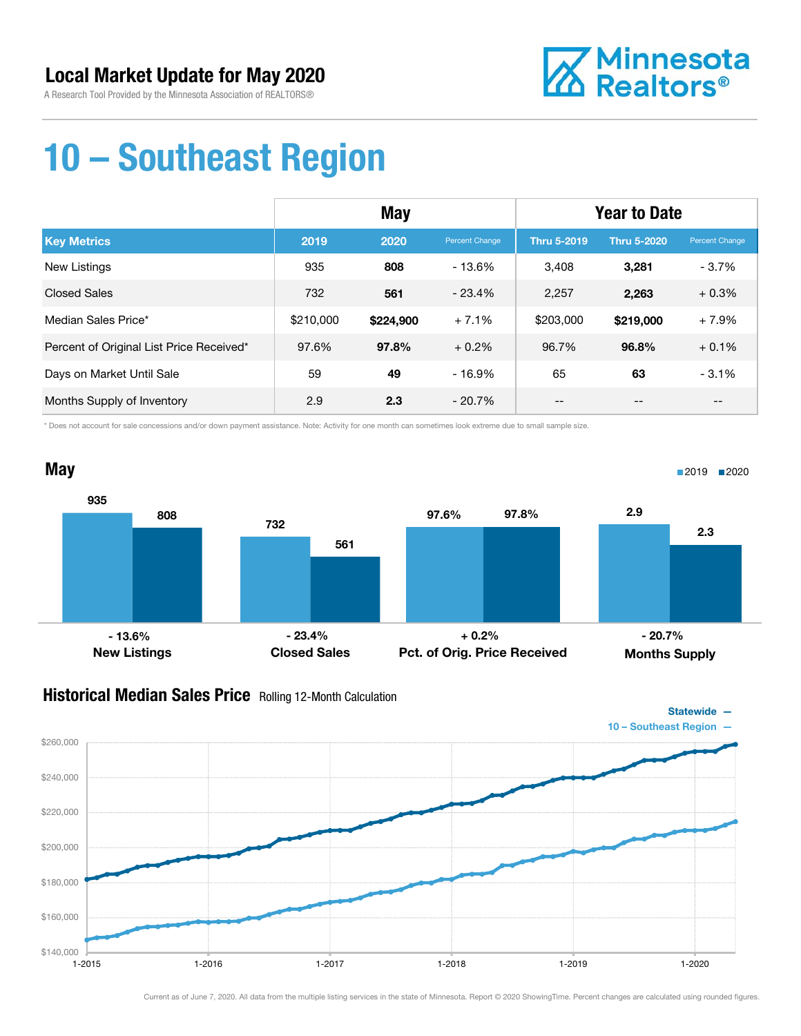# Local Market Update for May 2020

A Research Tool Provided by the Minnesota Association of REALTORS®

# 10 – Southeast Region

| | May | | | Year to Date | | |
|---|---|---|---|---|---|---|
| **Key Metrics** | **2019** | **2020** | **Percent Change** | **Thru 5-2019** | **Thru 5-2020** | **Percent Change** |
| New Listings | 935 | **808** | - 13.6% | 3,408 | **3,281** | - 3.7% |
| Closed Sales | 732 | **561** | - 23.4% | 2,257 | **2,263** | + 0.3% |
| Median Sales Price* | $210,000 | **$224,900** | + 7.1% | $203,000 | **$219,000** | + 7.9% |
| Percent of Original List Price Received* | 97.6% | **97.8%** | + 0.2% | 96.7% | **96.8%** | + 0.1% |
| Days on Market Until Sale | 59 | **49** | - 16.9% | 65 | **63** | - 3.1% |
| Months Supply of Inventory | 2.9 | **2.3** | - 20.7% | -- | -- | -- |

\* Does not account for sale concessions and/or down payment assistance. Note: Activity for one month can sometimes look extreme due to small sample size.

## May

| | 2019 | 2020 | Change |
|---|---|---|---|
| New Listings | 935 | 808 | - 13.6% |
| Closed Sales | 732 | 561 | - 23.4% |
| Pct. of Orig. Price Received | 97.6% | 97.8% | + 0.2% |
| Months Supply | 2.9 | 2.3 | - 20.7% |

## Historical Median Sales Price
Rolling 12-Month Calculation

Statewide — 10 – Southeast Region —

Current as of June 7, 2020. All data from the multiple listing services in the state of Minnesota. Report © 2020 ShowingTime. Percent changes are calculated using rounded figures.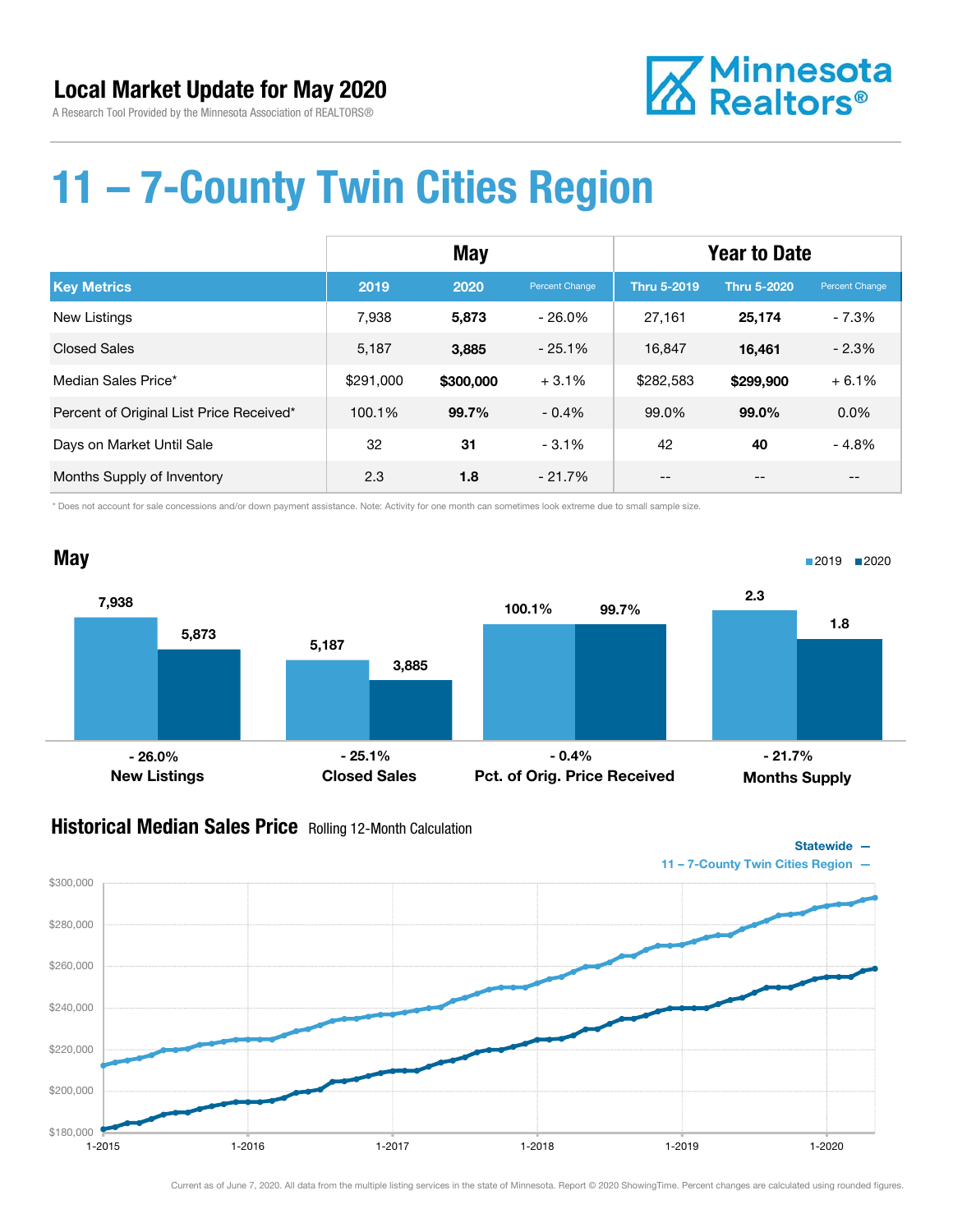# Local Market Update for May 2020

A Research Tool Provided by the Minnesota Association of REALTORS®

Minnesota Realtors®

# 11 – 7-County Twin Cities Region

| | May | | | Year to Date | | |
|---|---|---|---|---|---|---|
| **Key Metrics** | **2019** | **2020** | Percent Change | **Thru 5-2019** | **Thru 5-2020** | Percent Change |
| New Listings | 7,938 | **5,873** | - 26.0% | 27,161 | **25,174** | - 7.3% |
| Closed Sales | 5,187 | **3,885** | - 25.1% | 16,847 | **16,461** | - 2.3% |
| Median Sales Price* | $291,000 | **$300,000** | + 3.1% | $282,583 | **$299,900** | + 6.1% |
| Percent of Original List Price Received* | 100.1% | **99.7%** | - 0.4% | 99.0% | **99.0%** | 0.0% |
| Days on Market Until Sale | 32 | **31** | - 3.1% | 42 | **40** | - 4.8% |
| Months Supply of Inventory | 2.3 | **1.8** | - 21.7% | -- | -- | -- |

\* Does not account for sale concessions and/or down payment assistance. Note: Activity for one month can sometimes look extreme due to small sample size.

## May

2019
2020

7,938
5,873
- 26.0%
New Listings

5,187
3,885
- 25.1%
Closed Sales

100.1%
99.7%
- 0.4%
Pct. of Orig. Price Received

2.3
1.8
- 21.7%
Months Supply

## Historical Median Sales Price

Rolling 12-Month Calculation

Statewide
11 – 7-County Twin Cities Region

$300,000
$280,000
$260,000
$240,000
$220,000
$200,000
$180,000

1-2015
1-2016
1-2017
1-2018
1-2019
1-2020

Current as of June 7, 2020. All data from the multiple listing services in the state of Minnesota. Report © 2020 ShowingTime. Percent changes are calculated using rounded figures.